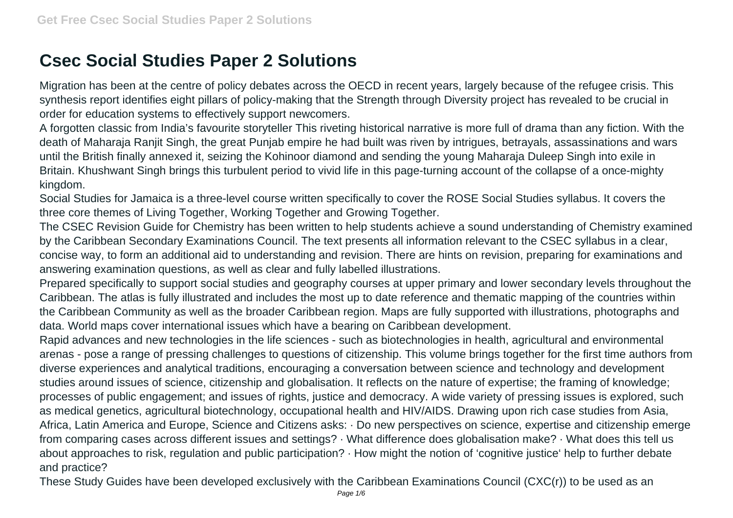# Csec Social Studies Paper 2 Solutions

Migration has been at the centre of policy debates across the OECD in recent years, largely because of the refugee crisis. This synthesis report identifies eight pillars of policy-making that the Strength through Diversity project has revealed to be crucial in order for education systems to effectively support newcomers.

A forgotten classic from India's favourite storyteller This riveting historical narrative is more full of drama than any fiction. With the death of Maharaja Ranjit Singh, the great Punjab empire he had built was riven by intrigues, betrayals, assassinations and wars until the British finally annexed it, seizing the Kohinoor diamond and sending the young Maharaja Duleep Singh into exile in Britain. Khushwant Singh brings this turbulent period to vivid life in this page-turning account of the collapse of a once-mighty kingdom.

Social Studies for Jamaica is a three-level course written specifically to cover the ROSE Social Studies syllabus. It covers the three core themes of Living Together, Working Together and Growing Together.

The CSEC Revision Guide for Chemistry has been written to help students achieve a sound understanding of Chemistry examined by the Caribbean Secondary Examinations Council. The text presents all information relevant to the CSEC syllabus in a clear, concise way, to form an additional aid to understanding and revision. There are hints on revision, preparing for examinations and answering examination questions, as well as clear and fully labelled illustrations.

Prepared specifically to support social studies and geography courses at upper primary and lower secondary levels throughout the Caribbean. The atlas is fully illustrated and includes the most up to date reference and thematic mapping of the countries within the Caribbean Community as well as the broader Caribbean region. Maps are fully supported with illustrations, photographs and data. World maps cover international issues which have a bearing on Caribbean development.

Rapid advances and new technologies in the life sciences - such as biotechnologies in health, agricultural and environmental arenas - pose a range of pressing challenges to questions of citizenship. This volume brings together for the first time authors from diverse experiences and analytical traditions, encouraging a conversation between science and technology and development studies around issues of science, citizenship and globalisation. It reflects on the nature of expertise; the framing of knowledge; processes of public engagement; and issues of rights, justice and democracy. A wide variety of pressing issues is explored, such as medical genetics, agricultural biotechnology, occupational health and HIV/AIDS. Drawing upon rich case studies from Asia, Africa, Latin America and Europe, Science and Citizens asks: · Do new perspectives on science, expertise and citizenship emerge from comparing cases across different issues and settings? · What difference does globalisation make? · What does this tell us about approaches to risk, regulation and public participation? · How might the notion of 'cognitive justice' help to further debate and practice?

These Study Guides have been developed exclusively with the Caribbean Examinations Council (CXC(r)) to be used as an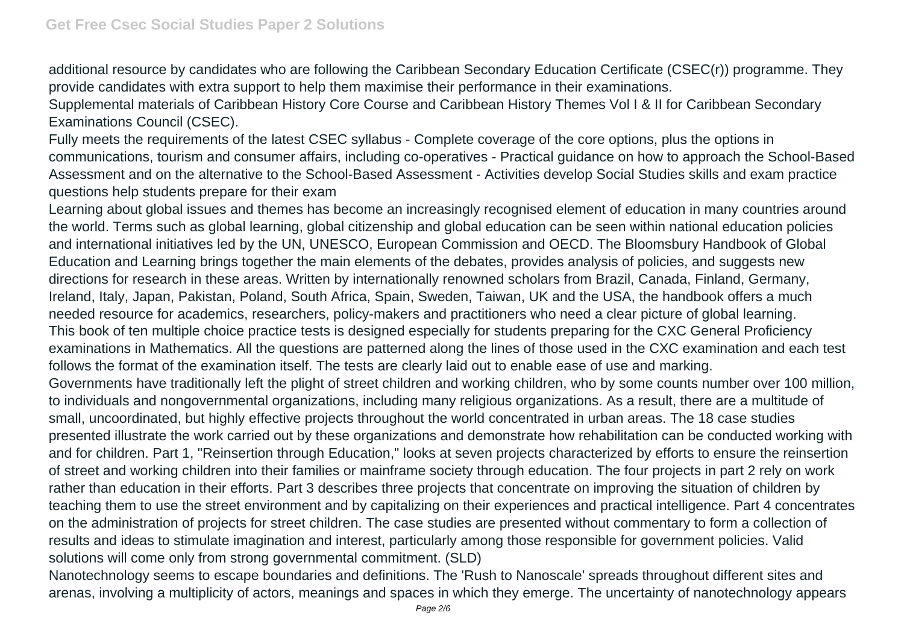additional resource by candidates who are following the Caribbean Secondary Education Certificate (CSEC(r)) programme. They provide candidates with extra support to help them maximise their performance in their examinations.

Supplemental materials of Caribbean History Core Course and Caribbean History Themes Vol I & II for Caribbean Secondary Examinations Council (CSEC).

Fully meets the requirements of the latest CSEC syllabus - Complete coverage of the core options, plus the options in communications, tourism and consumer affairs, including co-operatives - Practical guidance on how to approach the School-Based Assessment and on the alternative to the School-Based Assessment - Activities develop Social Studies skills and exam practice questions help students prepare for their exam

Learning about global issues and themes has become an increasingly recognised element of education in many countries around the world. Terms such as global learning, global citizenship and global education can be seen within national education policies and international initiatives led by the UN, UNESCO, European Commission and OECD. The Bloomsbury Handbook of Global Education and Learning brings together the main elements of the debates, provides analysis of policies, and suggests new directions for research in these areas. Written by internationally renowned scholars from Brazil, Canada, Finland, Germany, Ireland, Italy, Japan, Pakistan, Poland, South Africa, Spain, Sweden, Taiwan, UK and the USA, the handbook offers a much needed resource for academics, researchers, policy-makers and practitioners who need a clear picture of global learning.

This book of ten multiple choice practice tests is designed especially for students preparing for the CXC General Proficiency examinations in Mathematics. All the questions are patterned along the lines of those used in the CXC examination and each test follows the format of the examination itself. The tests are clearly laid out to enable ease of use and marking.

Governments have traditionally left the plight of street children and working children, who by some counts number over 100 million, to individuals and nongovernmental organizations, including many religious organizations. As a result, there are a multitude of small, uncoordinated, but highly effective projects throughout the world concentrated in urban areas. The 18 case studies presented illustrate the work carried out by these organizations and demonstrate how rehabilitation can be conducted working with and for children. Part 1, "Reinsertion through Education," looks at seven projects characterized by efforts to ensure the reinsertion of street and working children into their families or mainframe society through education. The four projects in part 2 rely on work rather than education in their efforts. Part 3 describes three projects that concentrate on improving the situation of children by teaching them to use the street environment and by capitalizing on their experiences and practical intelligence. Part 4 concentrates on the administration of projects for street children. The case studies are presented without commentary to form a collection of results and ideas to stimulate imagination and interest, particularly among those responsible for government policies. Valid solutions will come only from strong governmental commitment. (SLD)

Nanotechnology seems to escape boundaries and definitions. The 'Rush to Nanoscale' spreads throughout different sites and arenas, involving a multiplicity of actors, meanings and spaces in which they emerge. The uncertainty of nanotechnology appears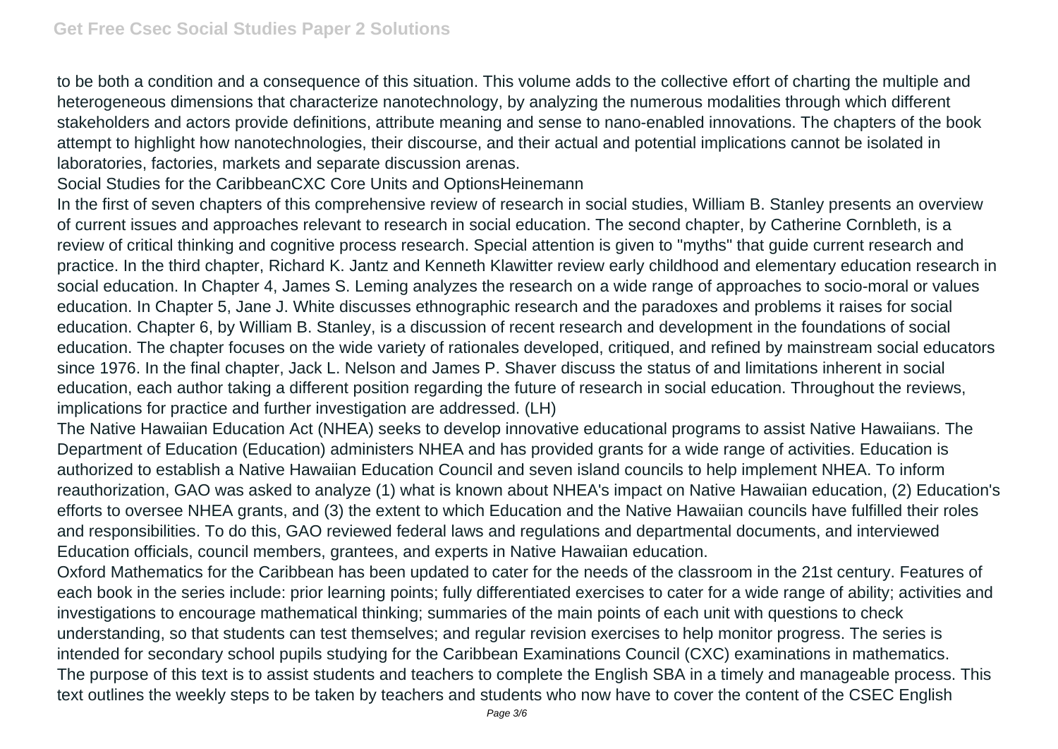to be both a condition and a consequence of this situation. This volume adds to the collective effort of charting the multiple and heterogeneous dimensions that characterize nanotechnology, by analyzing the numerous modalities through which different stakeholders and actors provide definitions, attribute meaning and sense to nano-enabled innovations. The chapters of the book attempt to highlight how nanotechnologies, their discourse, and their actual and potential implications cannot be isolated in laboratories, factories, markets and separate discussion arenas.

Social Studies for the CaribbeanCXC Core Units and OptionsHeinemann

In the first of seven chapters of this comprehensive review of research in social studies, William B. Stanley presents an overview of current issues and approaches relevant to research in social education. The second chapter, by Catherine Cornbleth, is a review of critical thinking and cognitive process research. Special attention is given to "myths" that guide current research and practice. In the third chapter, Richard K. Jantz and Kenneth Klawitter review early childhood and elementary education research in social education. In Chapter 4, James S. Leming analyzes the research on a wide range of approaches to socio-moral or values education. In Chapter 5, Jane J. White discusses ethnographic research and the paradoxes and problems it raises for social education. Chapter 6, by William B. Stanley, is a discussion of recent research and development in the foundations of social education. The chapter focuses on the wide variety of rationales developed, critiqued, and refined by mainstream social educators since 1976. In the final chapter, Jack L. Nelson and James P. Shaver discuss the status of and limitations inherent in social education, each author taking a different position regarding the future of research in social education. Throughout the reviews, implications for practice and further investigation are addressed. (LH)

The Native Hawaiian Education Act (NHEA) seeks to develop innovative educational programs to assist Native Hawaiians. The Department of Education (Education) administers NHEA and has provided grants for a wide range of activities. Education is authorized to establish a Native Hawaiian Education Council and seven island councils to help implement NHEA. To inform reauthorization, GAO was asked to analyze (1) what is known about NHEA's impact on Native Hawaiian education, (2) Education's efforts to oversee NHEA grants, and (3) the extent to which Education and the Native Hawaiian councils have fulfilled their roles and responsibilities. To do this, GAO reviewed federal laws and regulations and departmental documents, and interviewed Education officials, council members, grantees, and experts in Native Hawaiian education.

Oxford Mathematics for the Caribbean has been updated to cater for the needs of the classroom in the 21st century. Features of each book in the series include: prior learning points; fully differentiated exercises to cater for a wide range of ability; activities and investigations to encourage mathematical thinking; summaries of the main points of each unit with questions to check understanding, so that students can test themselves; and regular revision exercises to help monitor progress. The series is intended for secondary school pupils studying for the Caribbean Examinations Council (CXC) examinations in mathematics.

The purpose of this text is to assist students and teachers to complete the English SBA in a timely and manageable process. This text outlines the weekly steps to be taken by teachers and students who now have to cover the content of the CSEC English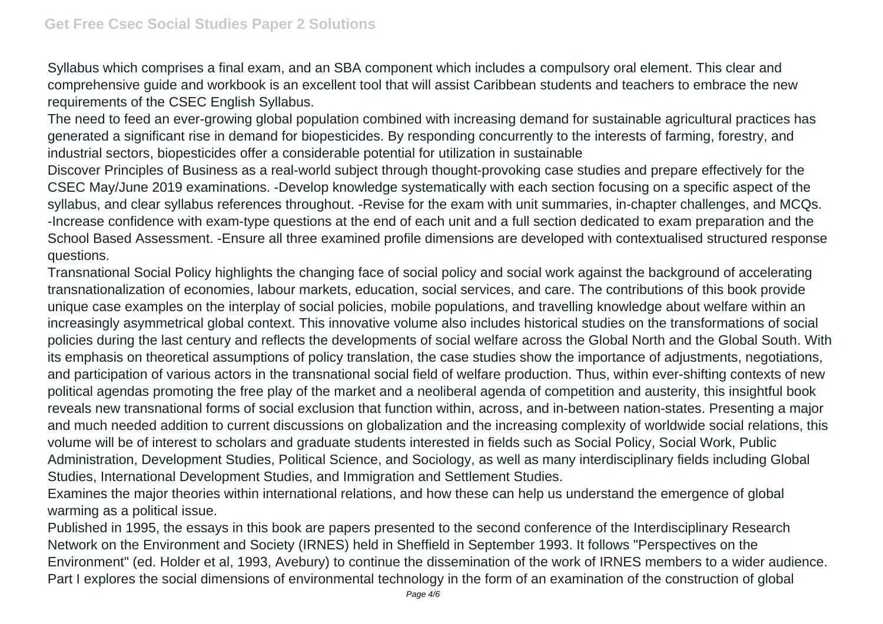Syllabus which comprises a final exam, and an SBA component which includes a compulsory oral element. This clear and comprehensive guide and workbook is an excellent tool that will assist Caribbean students and teachers to embrace the new requirements of the CSEC English Syllabus.

The need to feed an ever-growing global population combined with increasing demand for sustainable agricultural practices has generated a significant rise in demand for biopesticides. By responding concurrently to the interests of farming, forestry, and industrial sectors, biopesticides offer a considerable potential for utilization in sustainable

Discover Principles of Business as a real-world subject through thought-provoking case studies and prepare effectively for the CSEC May/June 2019 examinations. -Develop knowledge systematically with each section focusing on a specific aspect of the syllabus, and clear syllabus references throughout. -Revise for the exam with unit summaries, in-chapter challenges, and MCQs. -Increase confidence with exam-type questions at the end of each unit and a full section dedicated to exam preparation and the School Based Assessment. -Ensure all three examined profile dimensions are developed with contextualised structured response questions.

Transnational Social Policy highlights the changing face of social policy and social work against the background of accelerating transnationalization of economies, labour markets, education, social services, and care. The contributions of this book provide unique case examples on the interplay of social policies, mobile populations, and travelling knowledge about welfare within an increasingly asymmetrical global context. This innovative volume also includes historical studies on the transformations of social policies during the last century and reflects the developments of social welfare across the Global North and the Global South. With its emphasis on theoretical assumptions of policy translation, the case studies show the importance of adjustments, negotiations, and participation of various actors in the transnational social field of welfare production. Thus, within ever-shifting contexts of new political agendas promoting the free play of the market and a neoliberal agenda of competition and austerity, this insightful book reveals new transnational forms of social exclusion that function within, across, and in-between nation-states. Presenting a major and much needed addition to current discussions on globalization and the increasing complexity of worldwide social relations, this volume will be of interest to scholars and graduate students interested in fields such as Social Policy, Social Work, Public Administration, Development Studies, Political Science, and Sociology, as well as many interdisciplinary fields including Global Studies, International Development Studies, and Immigration and Settlement Studies.

Examines the major theories within international relations, and how these can help us understand the emergence of global warming as a political issue.

Published in 1995, the essays in this book are papers presented to the second conference of the Interdisciplinary Research Network on the Environment and Society (IRNES) held in Sheffield in September 1993. It follows "Perspectives on the Environment" (ed. Holder et al, 1993, Avebury) to continue the dissemination of the work of IRNES members to a wider audience. Part I explores the social dimensions of environmental technology in the form of an examination of the construction of global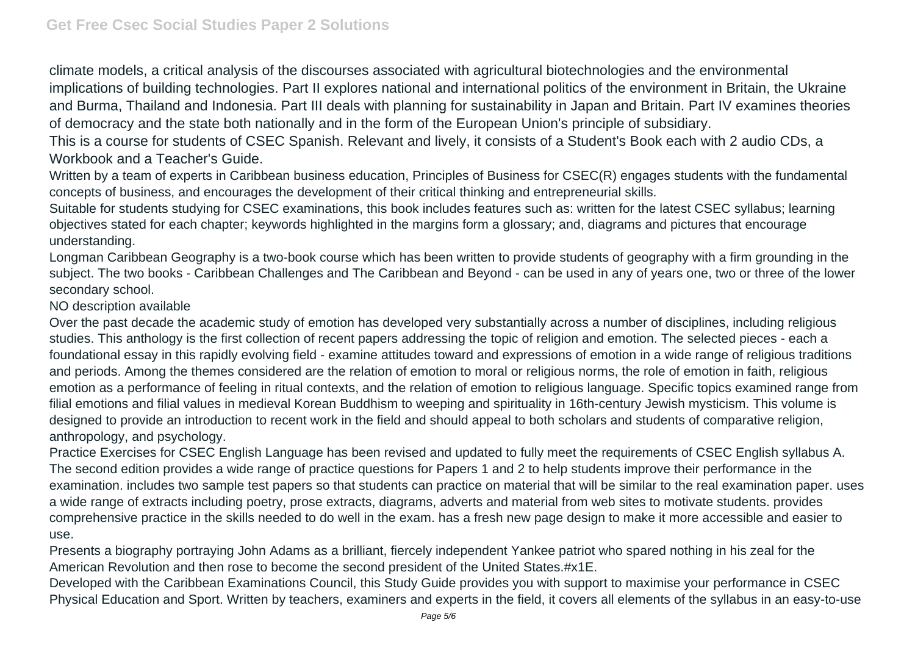climate models, a critical analysis of the discourses associated with agricultural biotechnologies and the environmental implications of building technologies. Part II explores national and international politics of the environment in Britain, the Ukraine and Burma, Thailand and Indonesia. Part III deals with planning for sustainability in Japan and Britain. Part IV examines theories of democracy and the state both nationally and in the form of the European Union's principle of subsidiary.

This is a course for students of CSEC Spanish. Relevant and lively, it consists of a Student's Book each with 2 audio CDs, a Workbook and a Teacher's Guide.

Written by a team of experts in Caribbean business education, Principles of Business for CSEC(R) engages students with the fundamental concepts of business, and encourages the development of their critical thinking and entrepreneurial skills.

Suitable for students studying for CSEC examinations, this book includes features such as: written for the latest CSEC syllabus; learning objectives stated for each chapter; keywords highlighted in the margins form a glossary; and, diagrams and pictures that encourage understanding.

Longman Caribbean Geography is a two-book course which has been written to provide students of geography with a firm grounding in the subject. The two books - Caribbean Challenges and The Caribbean and Beyond - can be used in any of years one, two or three of the lower secondary school.

NO description available

Over the past decade the academic study of emotion has developed very substantially across a number of disciplines, including religious studies. This anthology is the first collection of recent papers addressing the topic of religion and emotion. The selected pieces - each a foundational essay in this rapidly evolving field - examine attitudes toward and expressions of emotion in a wide range of religious traditions and periods. Among the themes considered are the relation of emotion to moral or religious norms, the role of emotion in faith, religious emotion as a performance of feeling in ritual contexts, and the relation of emotion to religious language. Specific topics examined range from filial emotions and filial values in medieval Korean Buddhism to weeping and spirituality in 16th-century Jewish mysticism. This volume is designed to provide an introduction to recent work in the field and should appeal to both scholars and students of comparative religion, anthropology, and psychology.

Practice Exercises for CSEC English Language has been revised and updated to fully meet the requirements of CSEC English syllabus A. The second edition provides a wide range of practice questions for Papers 1 and 2 to help students improve their performance in the examination. includes two sample test papers so that students can practice on material that will be similar to the real examination paper. uses a wide range of extracts including poetry, prose extracts, diagrams, adverts and material from web sites to motivate students. provides comprehensive practice in the skills needed to do well in the exam. has a fresh new page design to make it more accessible and easier to use.

Presents a biography portraying John Adams as a brilliant, fiercely independent Yankee patriot who spared nothing in his zeal for the American Revolution and then rose to become the second president of the United States.#x1E.

Developed with the Caribbean Examinations Council, this Study Guide provides you with support to maximise your performance in CSEC Physical Education and Sport. Written by teachers, examiners and experts in the field, it covers all elements of the syllabus in an easy-to-use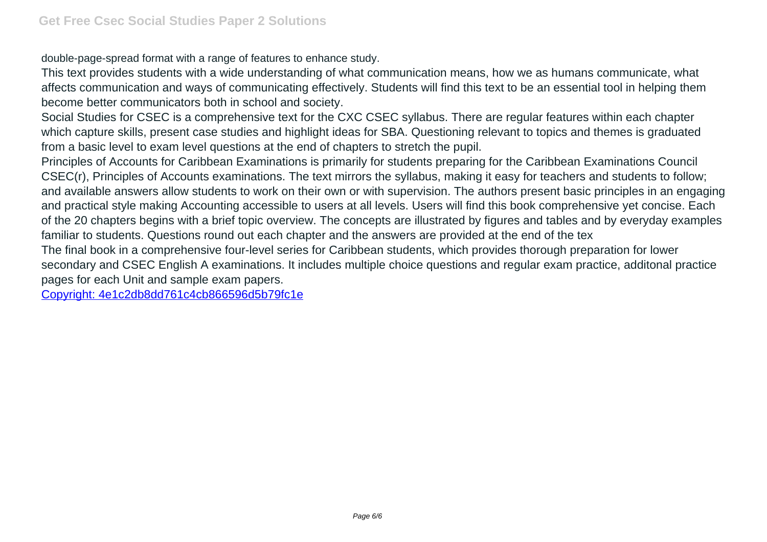double-page-spread format with a range of features to enhance study.

This text provides students with a wide understanding of what communication means, how we as humans communicate, what affects communication and ways of communicating effectively. Students will find this text to be an essential tool in helping them become better communicators both in school and society.

Social Studies for CSEC is a comprehensive text for the CXC CSEC syllabus. There are regular features within each chapter which capture skills, present case studies and highlight ideas for SBA. Questioning relevant to topics and themes is graduated from a basic level to exam level questions at the end of chapters to stretch the pupil.

Principles of Accounts for Caribbean Examinations is primarily for students preparing for the Caribbean Examinations Council CSEC(r), Principles of Accounts examinations. The text mirrors the syllabus, making it easy for teachers and students to follow; and available answers allow students to work on their own or with supervision. The authors present basic principles in an engaging and practical style making Accounting accessible to users at all levels. Users will find this book comprehensive yet concise. Each of the 20 chapters begins with a brief topic overview. The concepts are illustrated by figures and tables and by everyday examples familiar to students. Questions round out each chapter and the answers are provided at the end of the tex

The final book in a comprehensive four-level series for Caribbean students, which provides thorough preparation for lower secondary and CSEC English A examinations. It includes multiple choice questions and regular exam practice, additonal practice pages for each Unit and sample exam papers.

Copyright: 4e1c2db8dd761c4cb866596d5b79fc1e